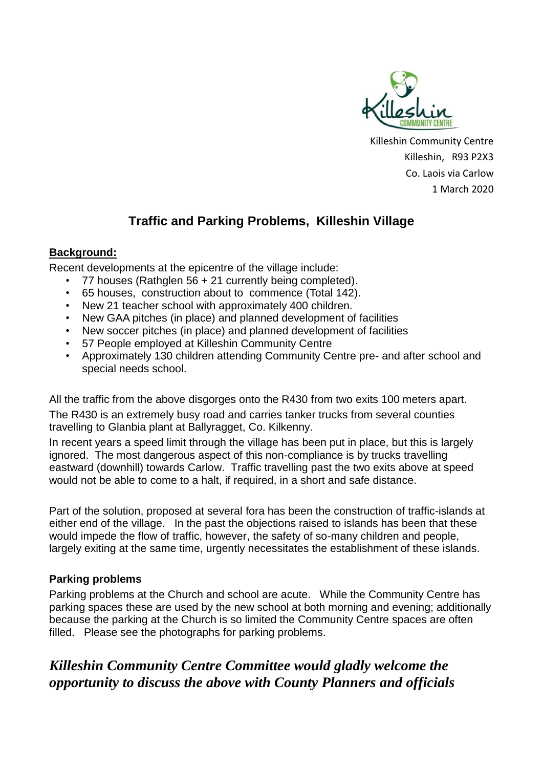Killeshin Community Centre
Killeshin, R93 P2X3
Co. Laois via Carlow
1 March 2020

# Traffic and Parking Problems, Killeshin Village

**Background:**

Recent developments at the epicentre of the village include:

- 77 houses (Rathglen 56 + 21 currently being completed).
- 65 houses, construction about to commence (Total 142).
- New 21 teacher school with approximately 400 children.
- New GAA pitches (in place) and planned development of facilities
- New soccer pitches (in place) and planned development of facilities
- 57 People employed at Killeshin Community Centre
- Approximately 130 children attending Community Centre pre- and after school and special needs school.

All the traffic from the above disgorges onto the R430 from two exits 100 meters apart.

The R430 is an extremely busy road and carries tanker trucks from several counties travelling to Glanbia plant at Ballyragget, Co. Kilkenny.

In recent years a speed limit through the village has been put in place, but this is largely ignored. The most dangerous aspect of this non-compliance is by trucks travelling eastward (downhill) towards Carlow. Traffic travelling past the two exits above at speed would not be able to come to a halt, if required, in a short and safe distance.

Part of the solution, proposed at several fora has been the construction of traffic-islands at either end of the village. In the past the objections raised to islands has been that these would impede the flow of traffic, however, the safety of so-many children and people, largely exiting at the same time, urgently necessitates the establishment of these islands.

**Parking problems**

Parking problems at the Church and school are acute. While the Community Centre has parking spaces these are used by the new school at both morning and evening; additionally because the parking at the Church is so limited the Community Centre spaces are often filled. Please see the photographs for parking problems.

***Killeshin Community Centre Committee would gladly welcome the opportunity to discuss the above with County Planners and officials***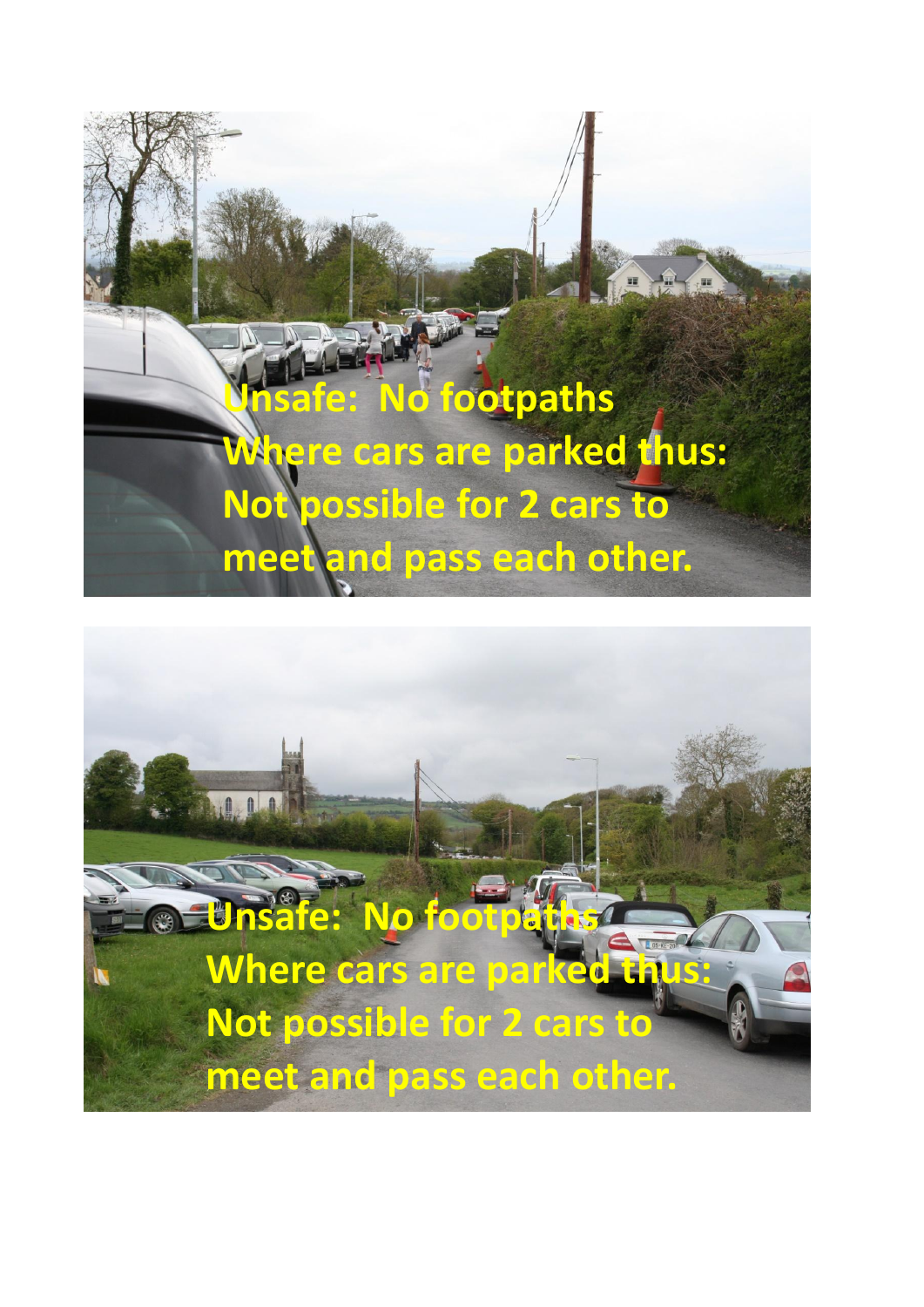Unsafe: No footpaths
Where cars are parked thus:
Not possible for 2 cars to
meet and pass each other.

Unsafe: No footpaths
Where cars are parked thus:
Not possible for 2 cars to
meet and pass each other.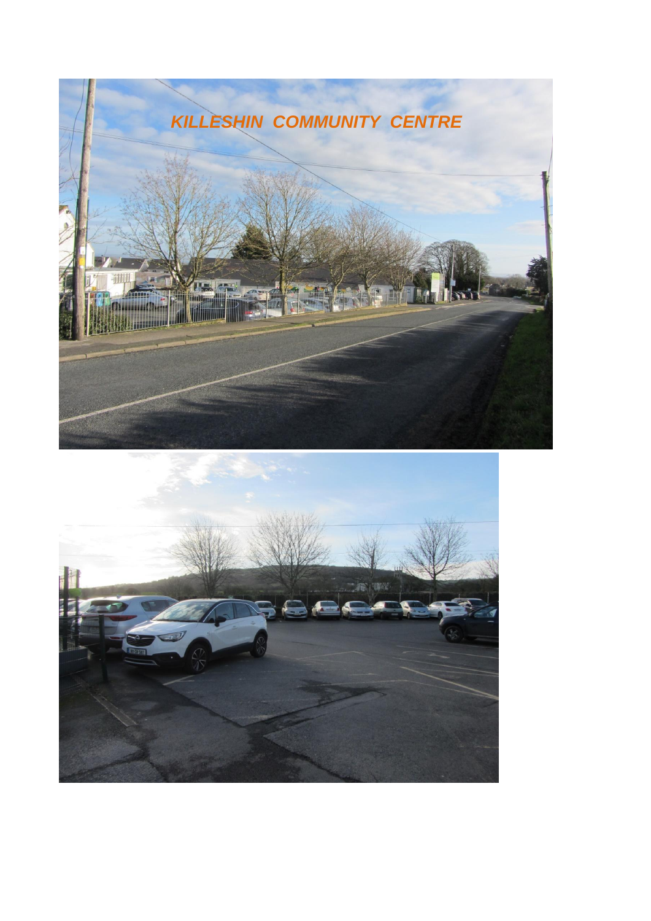*KILLESHIN COMMUNITY CENTRE*